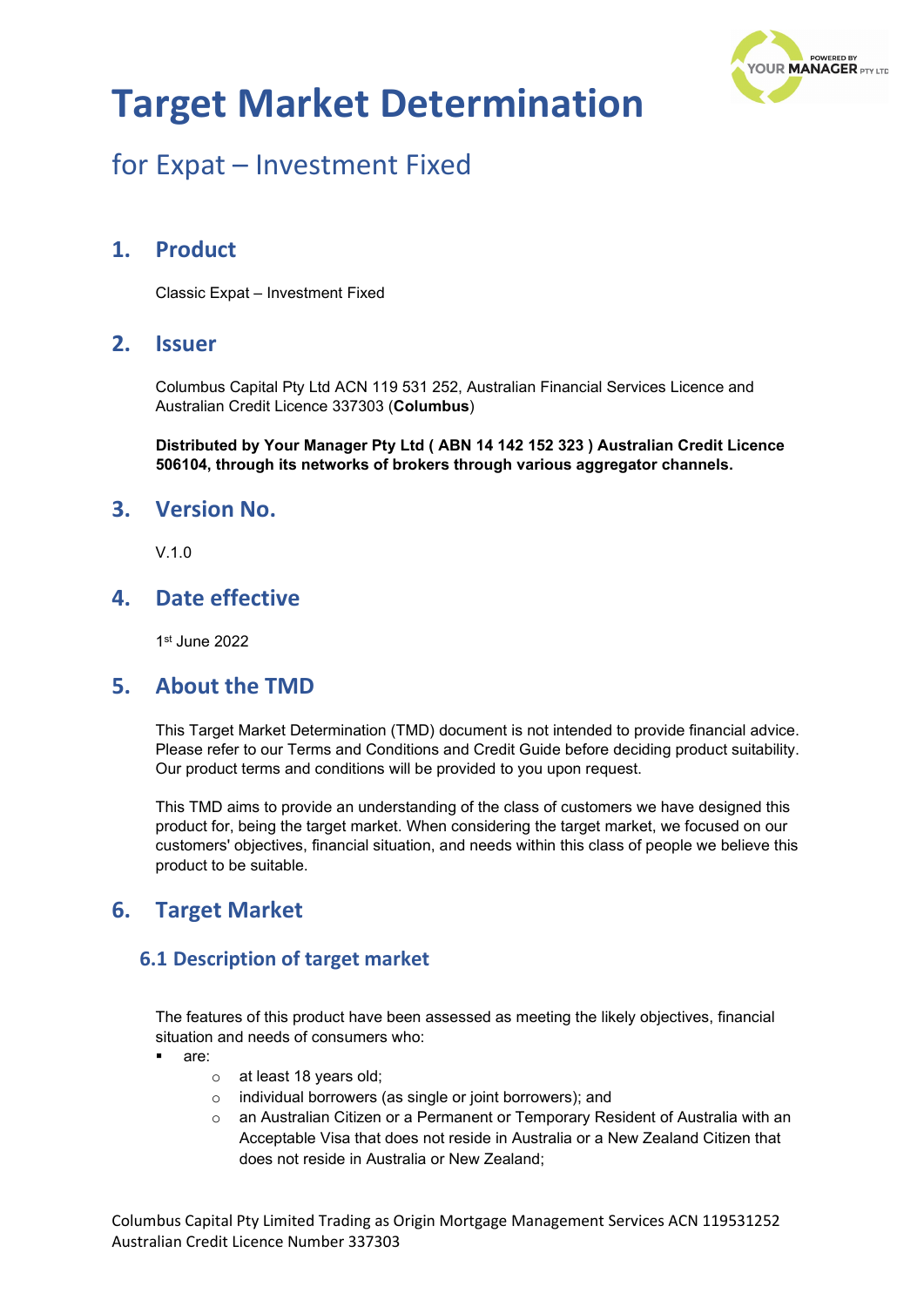# Target Market Determination

## for Expat – Investment Fixed

## 1. Product

Classic Expat – Investment Fixed

## 2. Issuer

Columbus Capital Pty Ltd ACN 119 531 252, Australian Financial Services Licence and Australian Credit Licence 337303 (**Columbus**)

**Distributed by Your Manager Pty Ltd ( ABN 14 142 152 323 ) Australian Credit Licence 506104, through its networks of brokers through various aggregator channels.**

## 3. Version No.

V.1.0

## 4. Date effective

1st June 2022

## 5. About the TMD

This Target Market Determination (TMD) document is not intended to provide financial advice. Please refer to our Terms and Conditions and Credit Guide before deciding product suitability. Our product terms and conditions will be provided to you upon request.

This TMD aims to provide an understanding of the class of customers we have designed this product for, being the target market. When considering the target market, we focused on our customers' objectives, financial situation, and needs within this class of people we believe this product to be suitable.

## 6. Target Market

### 6.1 Description of target market

The features of this product have been assessed as meeting the likely objectives, financial situation and needs of consumers who:

- are:
  - at least 18 years old;
  - individual borrowers (as single or joint borrowers); and
  - an Australian Citizen or a Permanent or Temporary Resident of Australia with an Acceptable Visa that does not reside in Australia or a New Zealand Citizen that does not reside in Australia or New Zealand;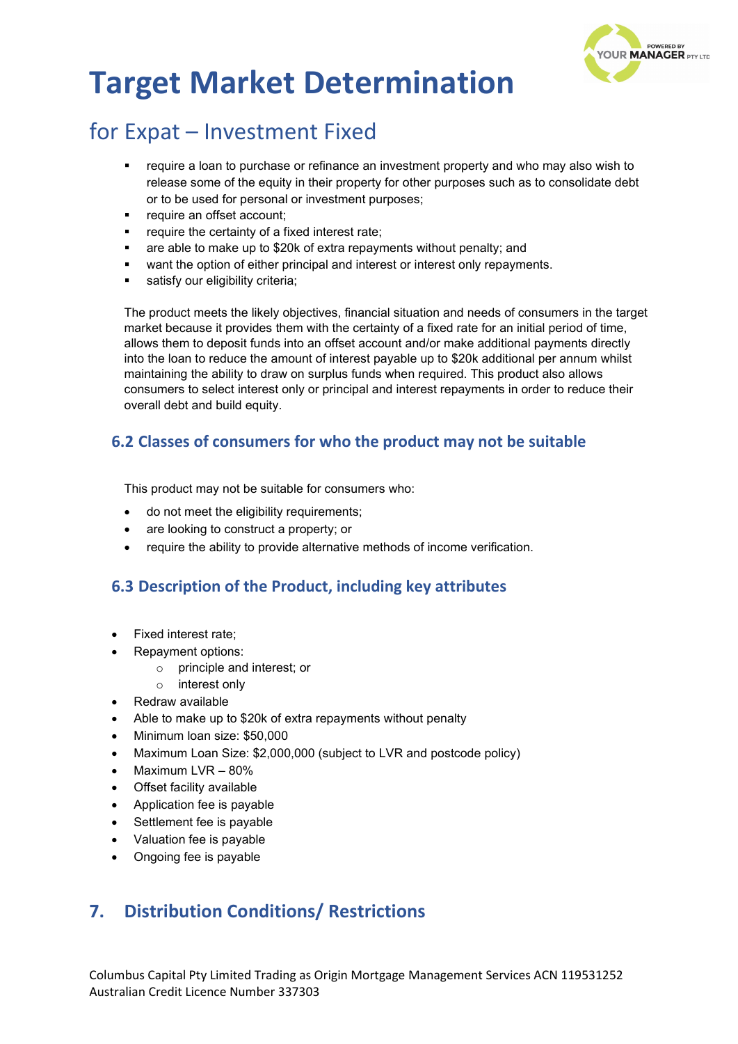# Target Market Determination

## for Expat – Investment Fixed

- require a loan to purchase or refinance an investment property and who may also wish to release some of the equity in their property for other purposes such as to consolidate debt or to be used for personal or investment purposes;
- require an offset account;
- require the certainty of a fixed interest rate;
- are able to make up to $20k of extra repayments without penalty; and
- want the option of either principal and interest or interest only repayments.
- satisfy our eligibility criteria;

The product meets the likely objectives, financial situation and needs of consumers in the target market because it provides them with the certainty of a fixed rate for an initial period of time, allows them to deposit funds into an offset account and/or make additional payments directly into the loan to reduce the amount of interest payable up to $20k additional per annum whilst maintaining the ability to draw on surplus funds when required. This product also allows consumers to select interest only or principal and interest repayments in order to reduce their overall debt and build equity.

### 6.2 Classes of consumers for who the product may not be suitable

This product may not be suitable for consumers who:

- do not meet the eligibility requirements;
- are looking to construct a property; or
- require the ability to provide alternative methods of income verification.

### 6.3 Description of the Product, including key attributes

- Fixed interest rate;
- Repayment options:
  - principle and interest; or
  - interest only
- Redraw available
- Able to make up to $20k of extra repayments without penalty
- Minimum loan size: $50,000
- Maximum Loan Size: $2,000,000 (subject to LVR and postcode policy)
- Maximum LVR – 80%
- Offset facility available
- Application fee is payable
- Settlement fee is payable
- Valuation fee is payable
- Ongoing fee is payable

## 7. Distribution Conditions/ Restrictions

Columbus Capital Pty Limited Trading as Origin Mortgage Management Services ACN 119531252
Australian Credit Licence Number 337303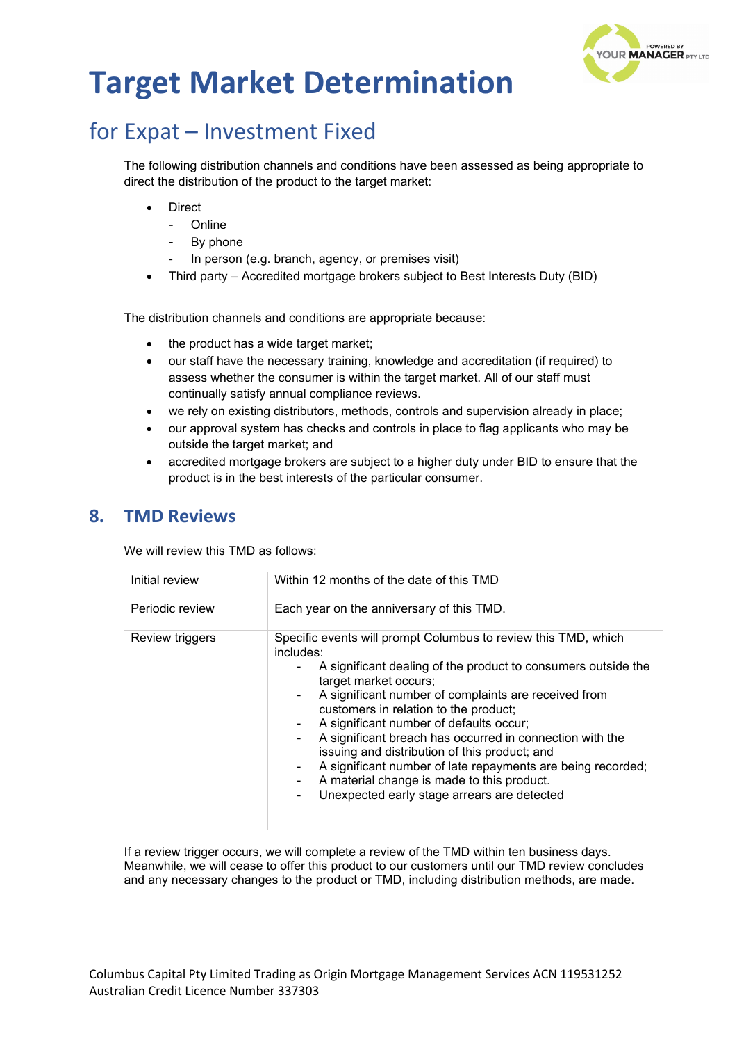# Target Market Determination

## for Expat – Investment Fixed

The following distribution channels and conditions have been assessed as being appropriate to direct the distribution of the product to the target market:

- Direct
  - Online
  - By phone
  - In person (e.g. branch, agency, or premises visit)
- Third party – Accredited mortgage brokers subject to Best Interests Duty (BID)

The distribution channels and conditions are appropriate because:

- the product has a wide target market;
- our staff have the necessary training, knowledge and accreditation (if required) to assess whether the consumer is within the target market. All of our staff must continually satisfy annual compliance reviews.
- we rely on existing distributors, methods, controls and supervision already in place;
- our approval system has checks and controls in place to flag applicants who may be outside the target market; and
- accredited mortgage brokers are subject to a higher duty under BID to ensure that the product is in the best interests of the particular consumer.

## 8. TMD Reviews

We will review this TMD as follows:

| | |
|---|---|
| Initial review | Within 12 months of the date of this TMD |
| Periodic review | Each year on the anniversary of this TMD. |
| Review triggers | Specific events will prompt Columbus to review this TMD, which includes:<br>- A significant dealing of the product to consumers outside the target market occurs;<br>- A significant number of complaints are received from customers in relation to the product;<br>- A significant number of defaults occur;<br>- A significant breach has occurred in connection with the issuing and distribution of this product; and<br>- A significant number of late repayments are being recorded;<br>- A material change is made to this product.<br>- Unexpected early stage arrears are detected |

If a review trigger occurs, we will complete a review of the TMD within ten business days. Meanwhile, we will cease to offer this product to our customers until our TMD review concludes and any necessary changes to the product or TMD, including distribution methods, are made.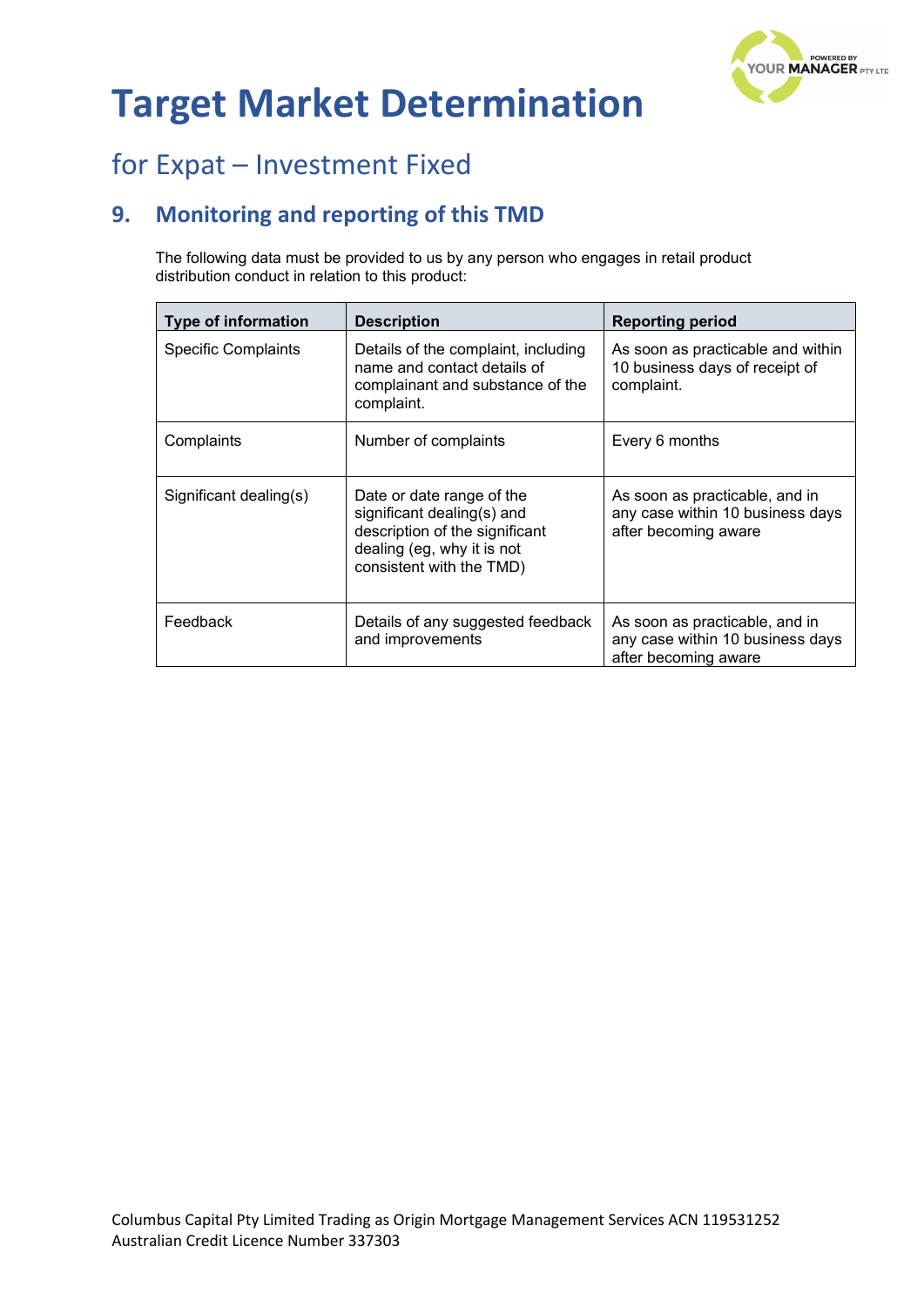# Target Market Determination

## for Expat – Investment Fixed

## 9. Monitoring and reporting of this TMD

The following data must be provided to us by any person who engages in retail product distribution conduct in relation to this product:

| Type of information | Description | Reporting period |
|---|---|---|
| Specific Complaints | Details of the complaint, including name and contact details of complainant and substance of the complaint. | As soon as practicable and within 10 business days of receipt of complaint. |
| Complaints | Number of complaints | Every 6 months |
| Significant dealing(s) | Date or date range of the significant dealing(s) and description of the significant dealing (eg, why it is not consistent with the TMD) | As soon as practicable, and in any case within 10 business days after becoming aware |
| Feedback | Details of any suggested feedback and improvements | As soon as practicable, and in any case within 10 business days after becoming aware |

Columbus Capital Pty Limited Trading as Origin Mortgage Management Services ACN 119531252
Australian Credit Licence Number 337303